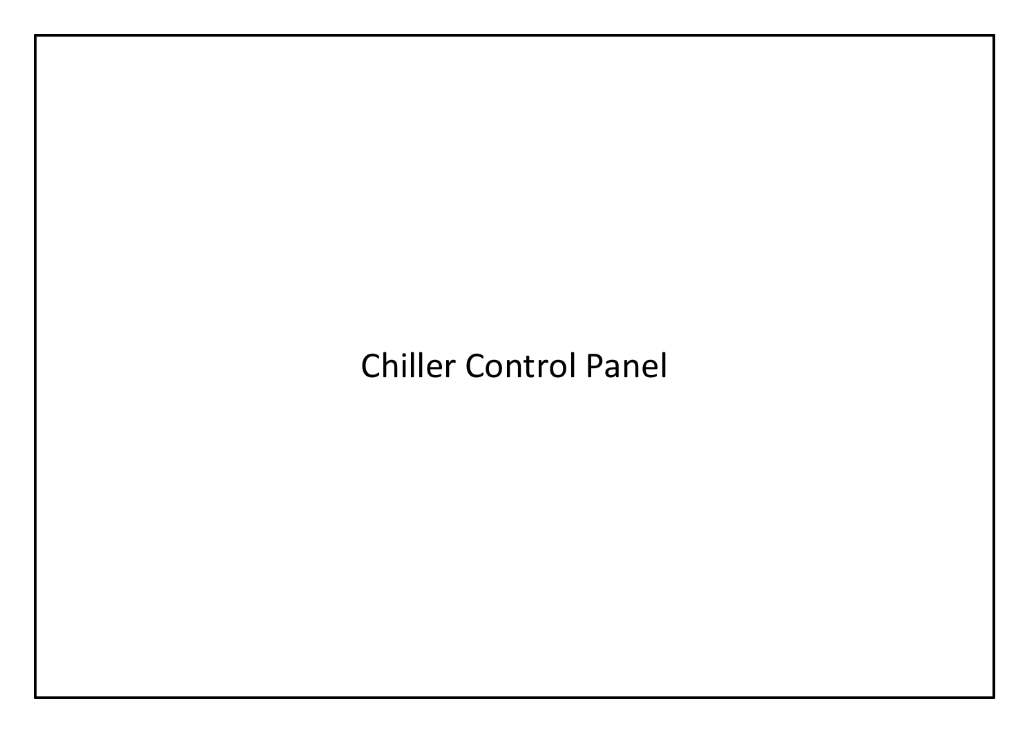Chiller Control Panel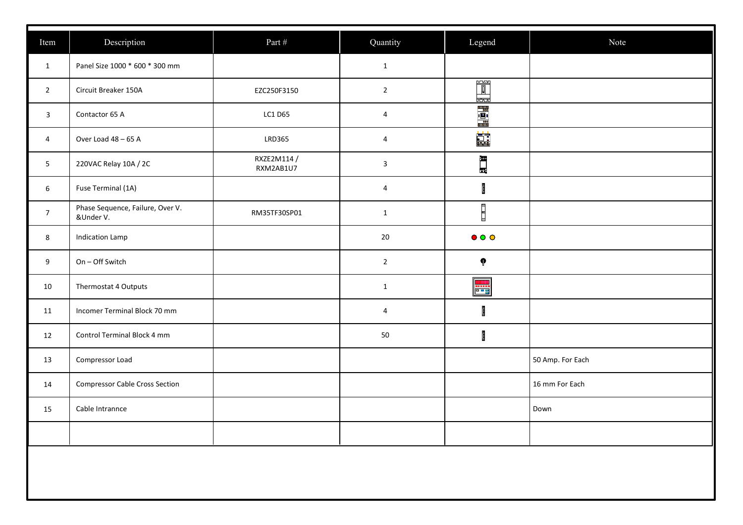| Item | Description | Part # | Quantity | Legend | Note |
|---|---|---|---|---|---|
| 1 | Panel Size 1000 * 600 * 300 mm | | 1 | | |
| 2 | Circuit Breaker 150A | EZC250F3150 | 2 | | |
| 3 | Contactor 65 A | LC1 D65 | 4 | | |
| 4 | Over Load 48 – 65 A | LRD365 | 4 | | |
| 5 | 220VAC Relay 10A / 2C | RXZE2M114 / RXM2AB1U7 | 3 | | |
| 6 | Fuse Terminal (1A) | | 4 | | |
| 7 | Phase Sequence, Failure, Over V. &Under V. | RM35TF30SP01 | 1 | | |
| 8 | Indication Lamp | | 20 | | |
| 9 | On – Off Switch | | 2 | | |
| 10 | Thermostat 4 Outputs | | 1 | | |
| 11 | Incomer Terminal Block 70 mm | | 4 | | |
| 12 | Control Terminal Block 4 mm | | 50 | | |
| 13 | Compressor Load | | | | 50 Amp. For Each |
| 14 | Compressor Cable Cross Section | | | | 16 mm For Each |
| 15 | Cable Intrannce | | | | Down |
| | | | | | |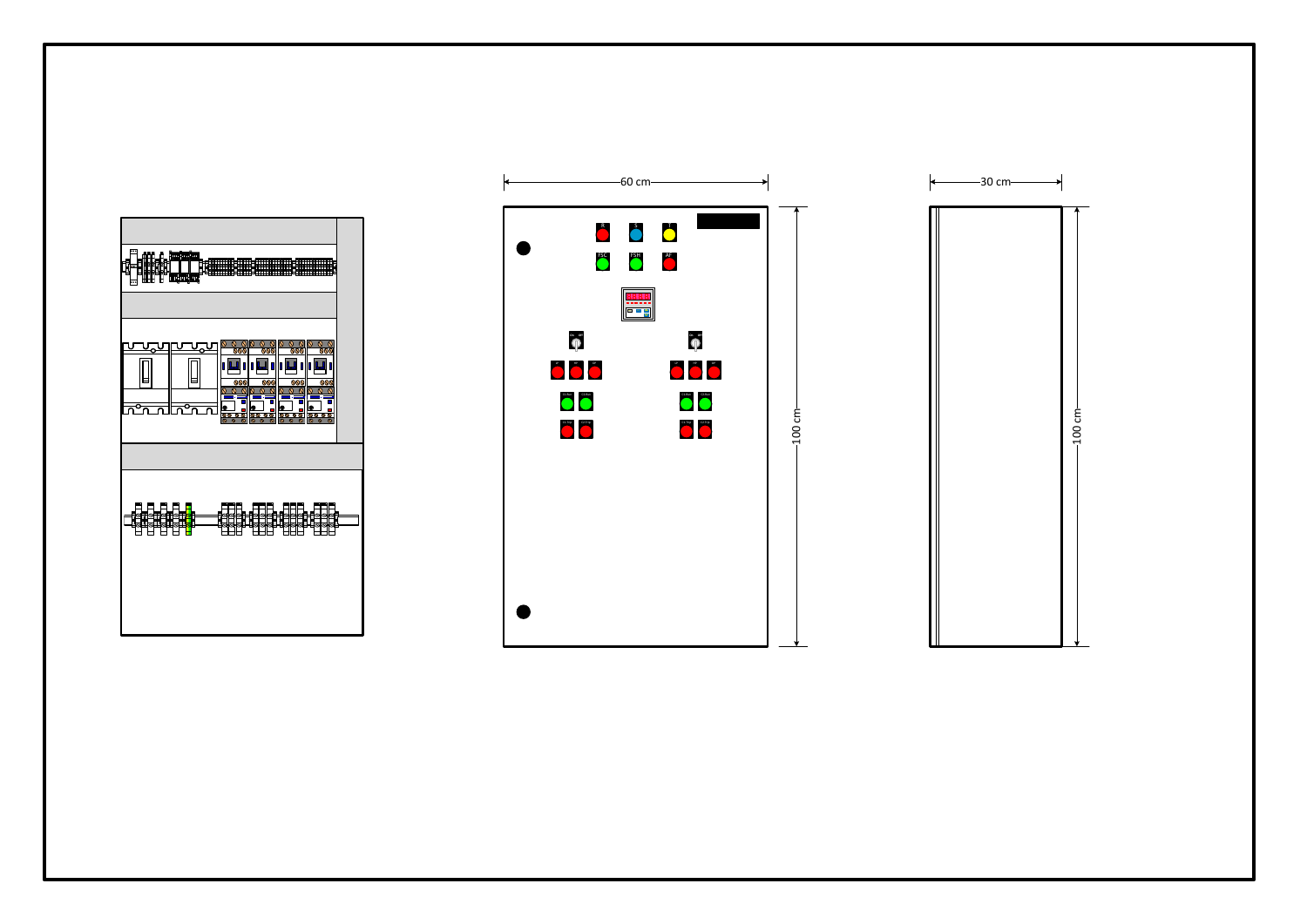60 cm

30 cm

100 cm

100 cm

R S T

FSC FSH AF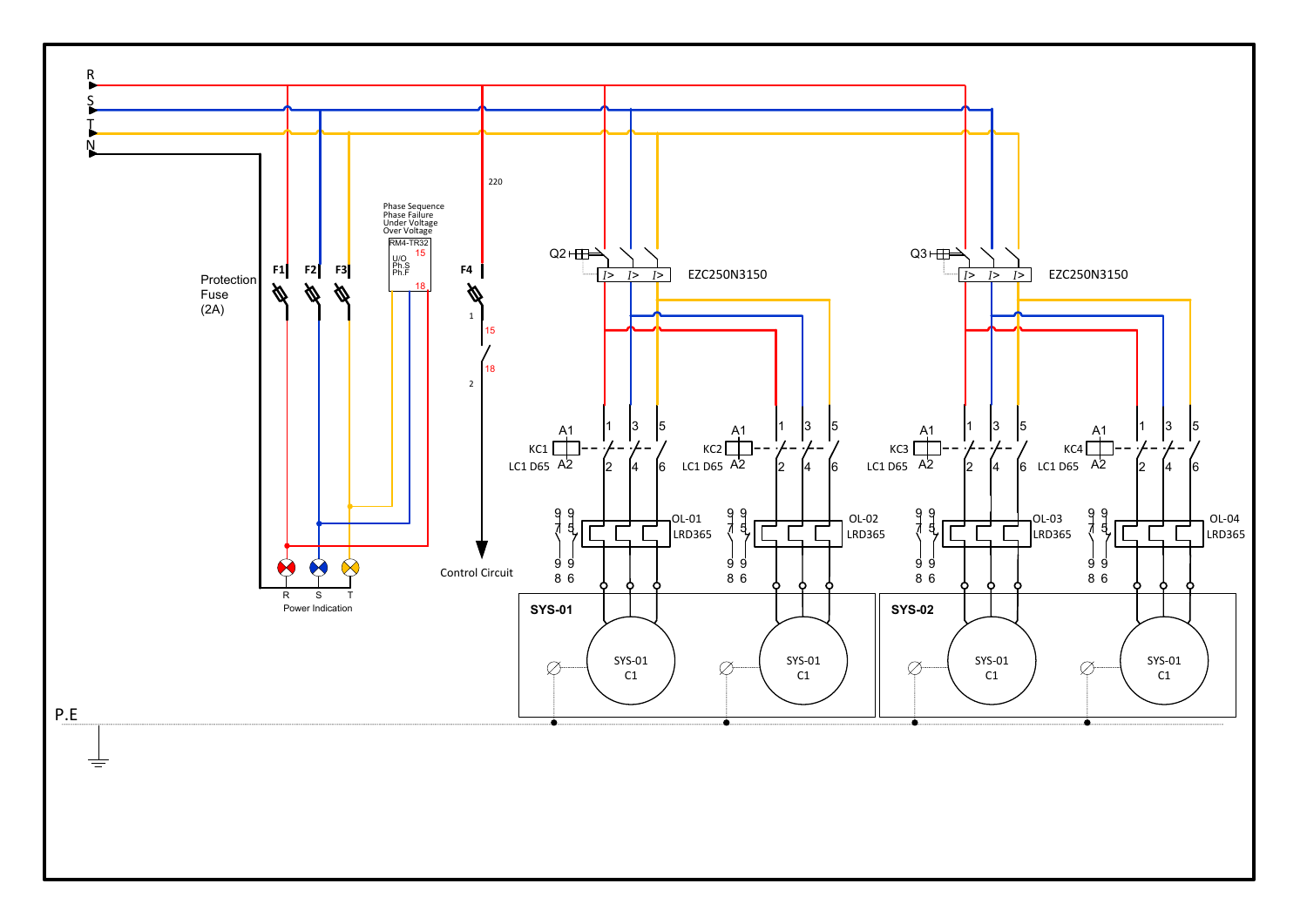R

S

T

N

Protection Fuse (2A)

F1 F2 F3

Phase Sequence
Phase Failure
Under Voltage
Over Voltage

RM4-TR32

U/O
Ph.S
Ph.F

15

18

220

F4

1

15

18

2

Control Circuit

R S T

Power Indication

Q2

EZC250N3150

Q3

EZC250N3150

KC1 A1 A2 LC1 D65

KC2 A1 A2 LC1 D65

KC3 A1 A2 LC1 D65

KC4 A1 A2 LC1 D65

1 3 5

2 4 6

OL-01 LRD365

OL-02 LRD365

OL-03 LRD365

OL-04 LRD365

97 95 98 96

SYS-01

SYS-01 C1

SYS-01 C1

SYS-02

SYS-01 C1

SYS-01 C1

P.E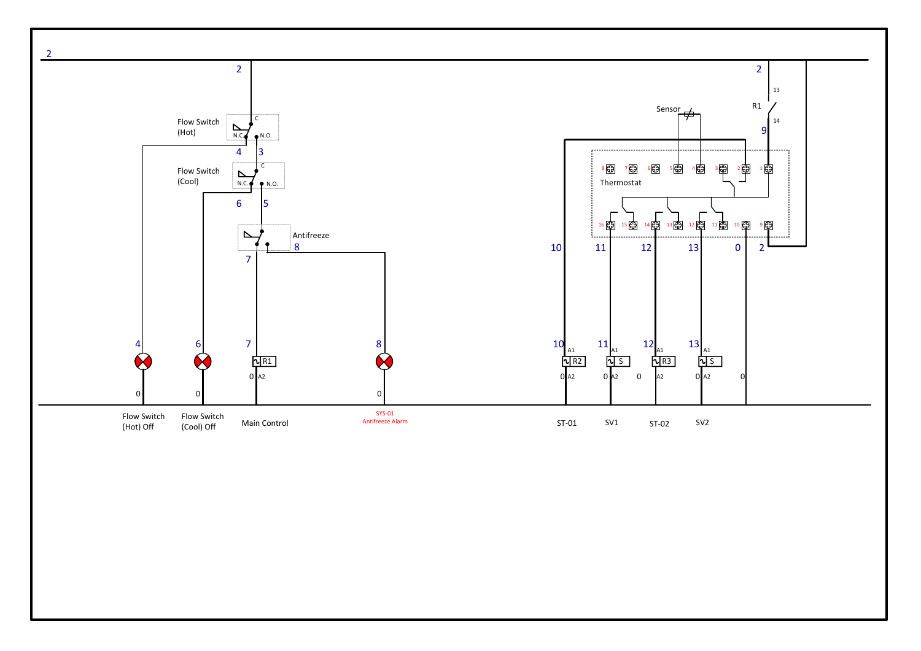2

2

Flow Switch (Hot)

C

N.C. N.O.

4 3

Flow Switch (Cool)

C

N.C. N.O.

6 5

Antifreeze

8

7

4 6 7 8

R1

0 0 0 A2 0

Flow Switch (Hot) Off

Flow Switch (Cool) Off

Main Control

SYS-01 Antifreeze Alarm

2

13

R1

14

Sensor

9

8 7 6 5 4 3 2 1

Thermostat

16 15 14 13 12 11 10 9

10 11 12 13 0 2

10 A1 R2 / 11 A1 S / 12 A1 R3 / 13 A1 S

0 A2 / 0 A2 / 0 A2 / 0 A2 / 0 / 0

ST-01

SV1

ST-02

SV2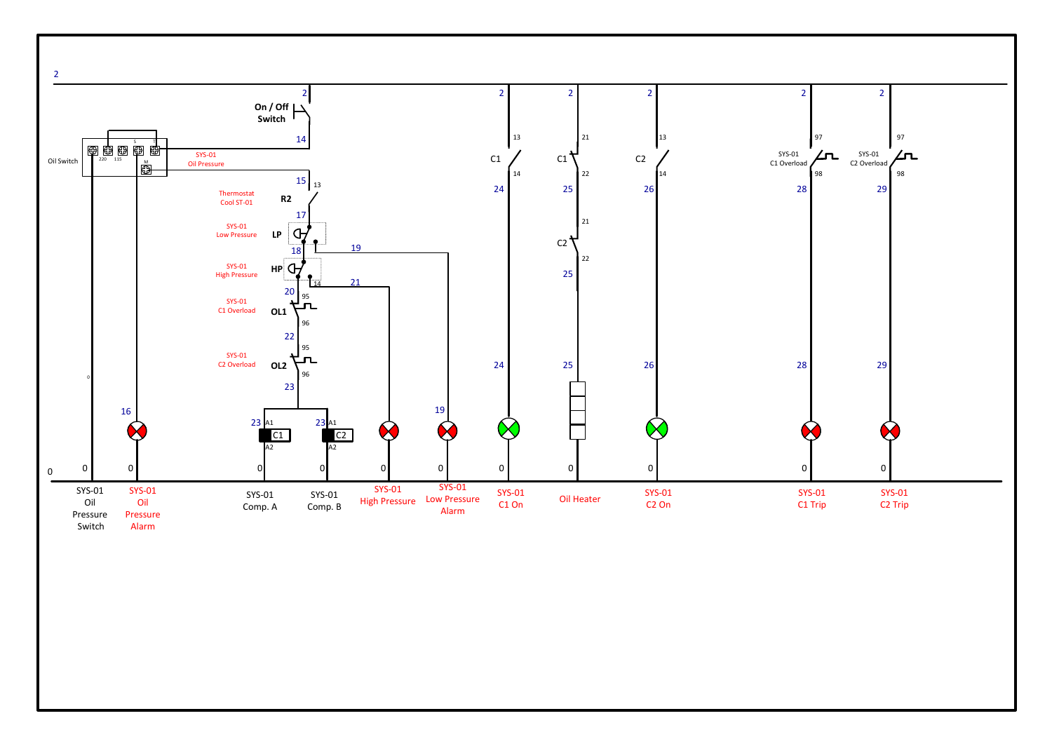2

On / Off Switch

Oil Switch

220 115 S T M

14

SYS-01 Oil Pressure

15

13

Thermostat Cool ST-01

R2

17

SYS-01 Low Pressure

LP

18

19

SYS-01 High Pressure

HP

14

21

20

95

SYS-01 C1 Overload

OL1

96

22

95

SYS-01 C2 Overload

OL2

96

23

16

23 A1 C1 A2

23 A1 C2 A2

19

0

| 2 | 2 | 2 | 2 | 2 |
|---|---|---|---|---|
| 13 | 21 | 13 | 97 | 97 |
| C1 | C1 | C2 | SYS-01 C1 Overload | SYS-01 C2 Overload |
| 14 | 22 | 14 | 98 | 98 |
| 24 | 25 | 26 | 28 | 29 |
| | 21 | | | |
| | C2 | | | |
| | 22 | | | |
| | 25 | | | |
| 24 | 25 | 26 | 28 | 29 |

| 0 | 0 | 0 | 0 | 0 | 0 | 0 | 0 | 0 | 0 | 0 | 0 |
|---|---|---|---|---|---|---|---|---|---|---|---|
| SYS-01 Oil Pressure Switch | SYS-01 Oil Pressure Alarm | SYS-01 Comp. A | SYS-01 Comp. B | SYS-01 High Pressure | SYS-01 Low Pressure Alarm | SYS-01 C1 On | Oil Heater | SYS-01 C2 On | SYS-01 C1 Trip | SYS-01 C2 Trip | |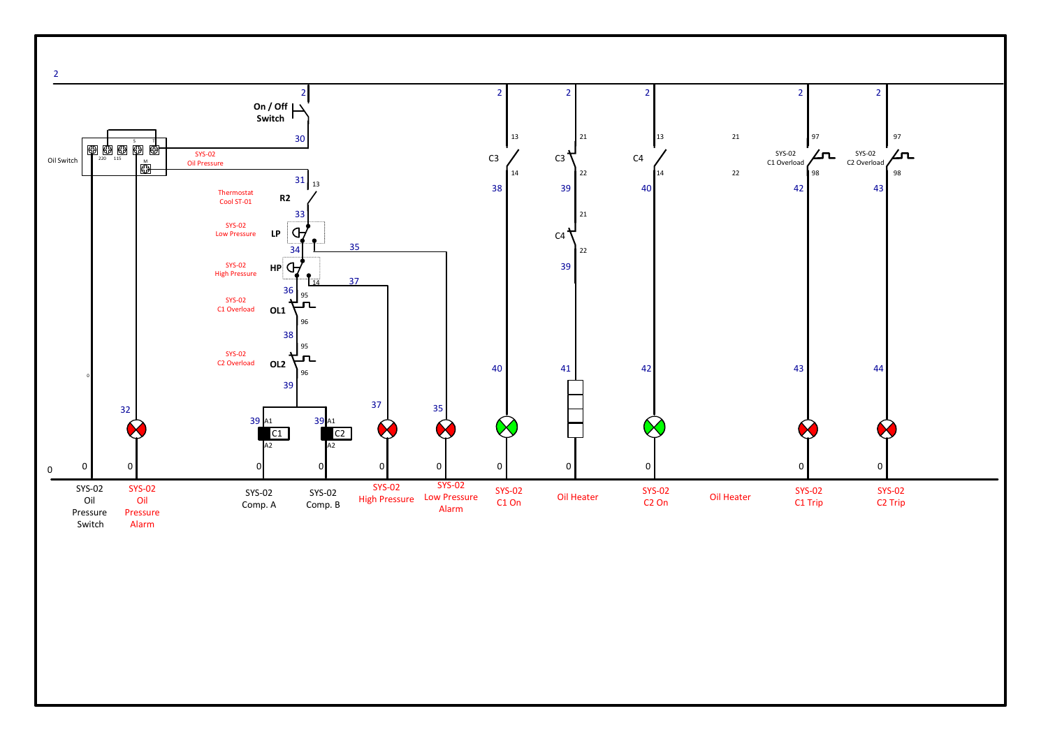2

On / Off Switch

Oil Switch

SYS-02 Oil Pressure

Thermostat Cool ST-01 — R2

SYS-02 Low Pressure — LP

SYS-02 High Pressure — HP

SYS-02 C1 Overload — OL1

SYS-02 C2 Overload — OL2

C3, C3, C4, C4

SYS-02 C1 Overload

SYS-02 C2 Overload

0

| SYS-02 Oil Pressure Switch | SYS-02 Oil Pressure Alarm | SYS-02 Comp. A | SYS-02 Comp. B | SYS-02 High Pressure | SYS-02 Low Pressure Alarm | SYS-02 C1 On | Oil Heater | SYS-02 C2 On | Oil Heater | SYS-02 C1 Trip | SYS-02 C2 Trip |
|---|---|---|---|---|---|---|---|---|---|---|---|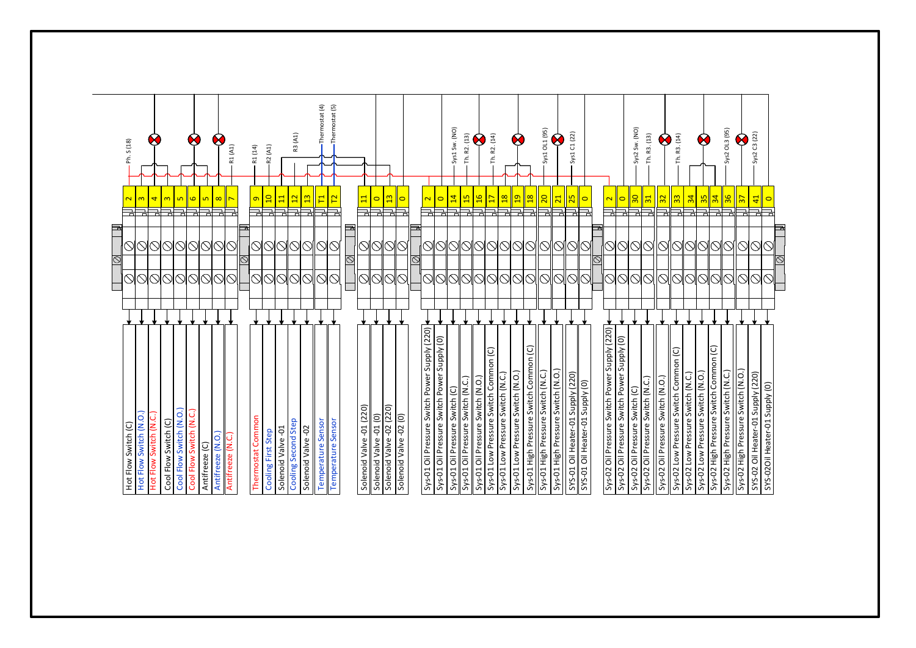Ph. S (18)
R1 (A1)
R1 (14)
R2 (A1)
R3 (A1)
Thermostat (4)
Thermostat (5)
Sys1 Sw. (NO)
Th. R2. (13)
Th. R2. (14)
Sys1 OL1 (95)
Sys1 C1 (22)
Sys2 Sw. (NO)
Th. R3. (13)
Th. R3. (14)
Sys2 OL3 (95)
Sys2 C3 (22)

2 Hot Flow Switch (C)
3 Hot Flow Switch (N.O.)
4 Hot Flow Switch (N.C.)
3 Cool Flow Switch (C)
5 Cool Flow Switch (N.O.)
6 Cool Flow Switch (N.C.)
5 Antifreeze (C)
8 Antifreeze (N.O.)
7 Antifreeze (N.C.)

9 Thermostat Common
10 Cooling First Step
11 Solenoid Valve -01
12 Cooling Second Step
13 Solenoid Valve -02
T1 Temperature Sensor
T2 Temperature Sensor

11 Solenoid Valve -01 (220)
0 Solenoid Valve -01 (0)
13 Solenoid Valve -02 (220)
0 Solenoid Valve -02 (0)

2 Sys-01 Oil Pressure Switch Power Supply (220)
0 Sys-01 Oil Pressure Switch Power Supply (0)
14 Sys-01 Oil Pressure Switch (C)
15 Sys-01 Oil Pressure Switch (N.C.)
16 Sys-01 Oil Pressure Switch (N.O.)
17 Sys-01 Low Pressure Switch Common (C)
18 Sys-01 Low Pressure Switch (N.C.)
19 Sys-01 Low Pressure Switch (N.O.)
18 Sys-01 High Pressure Switch Common (C)
20 Sys-01 High Pressure Switch (N.C.)
21 Sys-01 High Pressure Switch (N.O.)
25 SYS-01 Oil Heater-01 Supply (220)
0 SYS-01 Oil Heater-01 Supply (0)

2 Sys-02 Oil Pressure Switch Power Supply (220)
0 Sys-02 Oil Pressure Switch Power Supply (0)
30 Sys-02 Oil Pressure Switch (C)
31 Sys-02 Oil Pressure Switch (N.C.)
32 Sys-02 Oil Pressure Switch (N.O.)
33 Sys-02 Low Pressure Switch Common (C)
34 Sys-02 Low Pressure Switch (N.C.)
35 Sys-02 Low Pressure Switch (N.O.)
34 Sys-02 High Pressure Switch Common (C)
36 Sys-02 High Pressure Switch (N.C.)
37 Sys-02 High Pressure Switch (N.O.)
41 SYS-02 Oil Heater-01 Supply (220)
0 SYS-02Oil Heater-01 Supply (0)